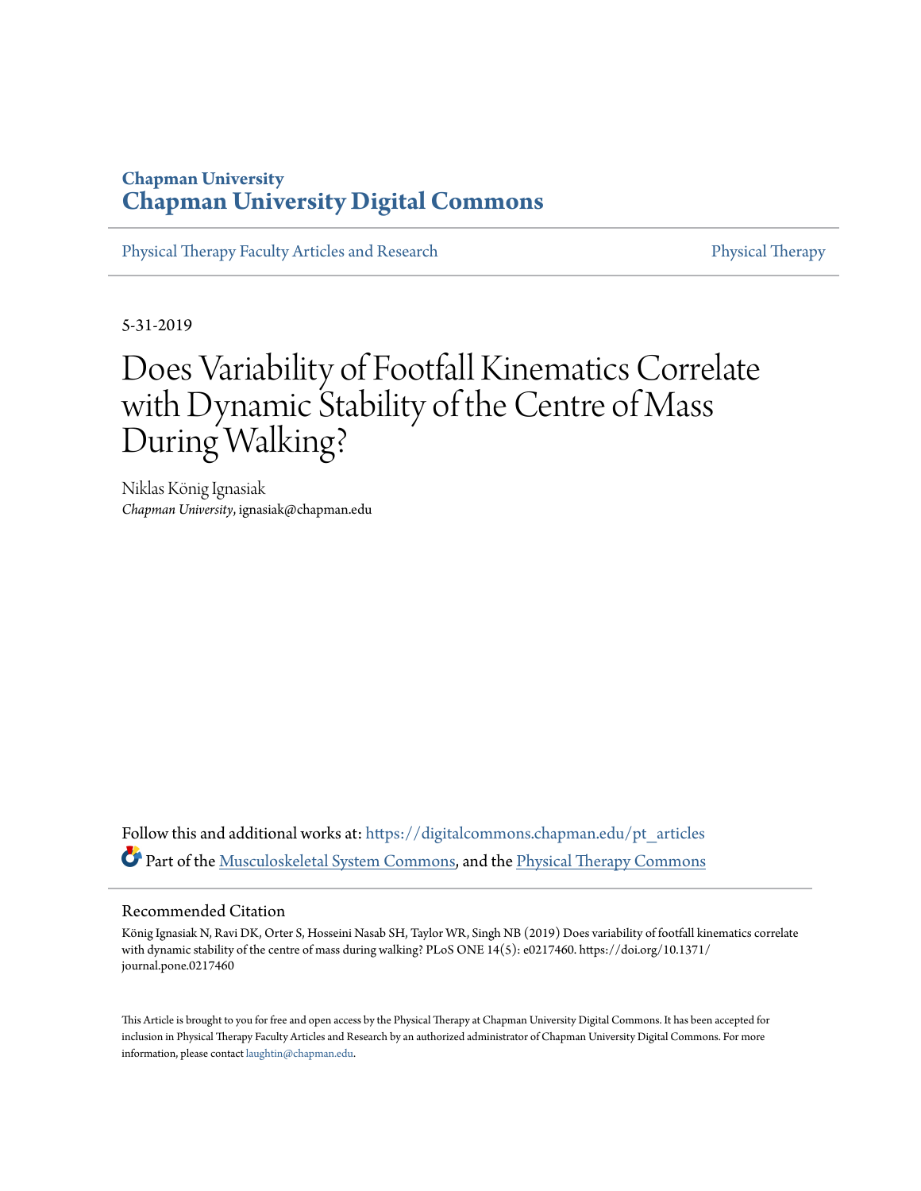# Chapman University
# Chapman University Digital Commons

Physical Therapy Faculty Articles and Research — Physical Therapy

5-31-2019

# Does Variability of Footfall Kinematics Correlate with Dynamic Stability of the Centre of Mass During Walking?

Niklas König Ignasiak
*Chapman University*, ignasiak@chapman.edu

Follow this and additional works at: https://digitalcommons.chapman.edu/pt_articles

Part of the Musculoskeletal System Commons, and the Physical Therapy Commons

## Recommended Citation

König Ignasiak N, Ravi DK, Orter S, Hosseini Nasab SH, Taylor WR, Singh NB (2019) Does variability of footfall kinematics correlate with dynamic stability of the centre of mass during walking? PLoS ONE 14(5): e0217460. https://doi.org/10.1371/journal.pone.0217460

This Article is brought to you for free and open access by the Physical Therapy at Chapman University Digital Commons. It has been accepted for inclusion in Physical Therapy Faculty Articles and Research by an authorized administrator of Chapman University Digital Commons. For more information, please contact laughtin@chapman.edu.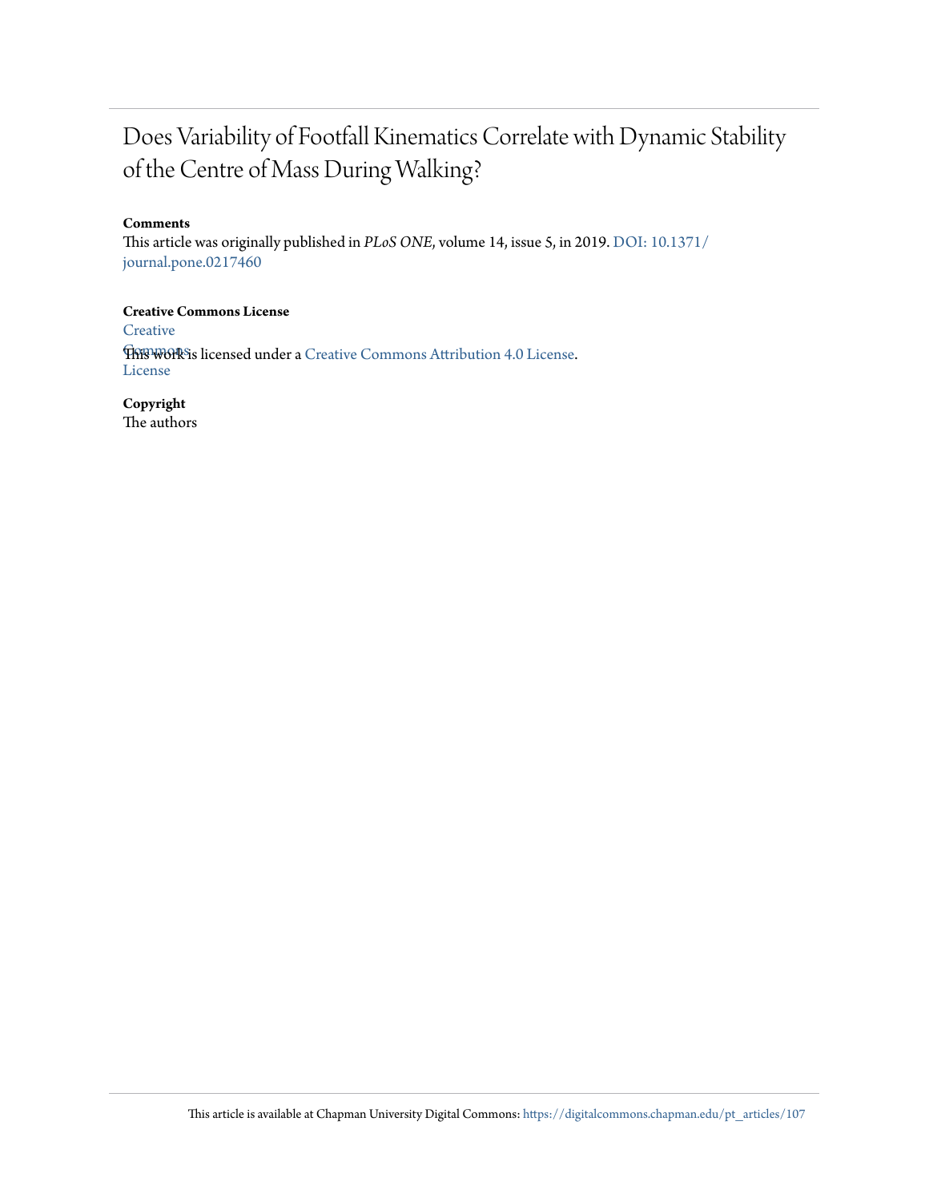# Does Variability of Footfall Kinematics Correlate with Dynamic Stability of the Centre of Mass During Walking?

**Comments**

This article was originally published in *PLoS ONE*, volume 14, issue 5, in 2019. DOI: 10.1371/journal.pone.0217460

**Creative Commons License**

This work is licensed under a Creative Commons Attribution 4.0 License.

**Copyright**

The authors

This article is available at Chapman University Digital Commons: https://digitalcommons.chapman.edu/pt_articles/107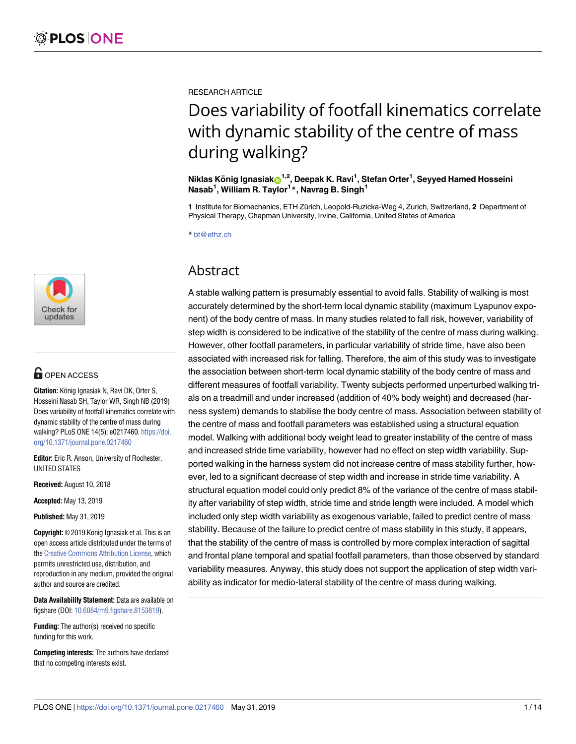RESEARCH ARTICLE

# Does variability of footfall kinematics correlate with dynamic stability of the centre of mass during walking?

**Niklas König Ignasiak[1,2], Deepak K. Ravi[1], Stefan Orter[1], Seyyed Hamed Hosseini Nasab[1], William R. Taylor[1]*, Navrag B. Singh[1]**

**1** Institute for Biomechanics, ETH Zürich, Leopold-Ruzicka-Weg 4, Zurich, Switzerland, **2** Department of Physical Therapy, Chapman University, Irvine, California, United States of America

* bt@ethz.ch

## Abstract

A stable walking pattern is presumably essential to avoid falls. Stability of walking is most accurately determined by the short-term local dynamic stability (maximum Lyapunov exponent) of the body centre of mass. In many studies related to fall risk, however, variability of step width is considered to be indicative of the stability of the centre of mass during walking. However, other footfall parameters, in particular variability of stride time, have also been associated with increased risk for falling. Therefore, the aim of this study was to investigate the association between short-term local dynamic stability of the body centre of mass and different measures of footfall variability. Twenty subjects performed unperturbed walking trials on a treadmill and under increased (addition of 40% body weight) and decreased (harness system) demands to stabilise the body centre of mass. Association between stability of the centre of mass and footfall parameters was established using a structural equation model. Walking with additional body weight lead to greater instability of the centre of mass and increased stride time variability, however had no effect on step width variability. Supported walking in the harness system did not increase centre of mass stability further, however, led to a significant decrease of step width and increase in stride time variability. A structural equation model could only predict 8% of the variance of the centre of mass stability after variability of step width, stride time and stride length were included. A model which included only step width variability as exogenous variable, failed to predict centre of mass stability. Because of the failure to predict centre of mass stability in this study, it appears, that the stability of the centre of mass is controlled by more complex interaction of sagittal and frontal plane temporal and spatial footfall parameters, than those observed by standard variability measures. Anyway, this study does not support the application of step width variability as indicator for medio-lateral stability of the centre of mass during walking.

OPEN ACCESS

**Citation:** König Ignasiak N, Ravi DK, Orter S, Hosseini Nasab SH, Taylor WR, Singh NB (2019) Does variability of footfall kinematics correlate with dynamic stability of the centre of mass during walking? PLoS ONE 14(5): e0217460. https://doi.org/10.1371/journal.pone.0217460

**Editor:** Eric R. Anson, University of Rochester, UNITED STATES

**Received:** August 10, 2018

**Accepted:** May 13, 2019

**Published:** May 31, 2019

**Copyright:** © 2019 König Ignasiak et al. This is an open access article distributed under the terms of the Creative Commons Attribution License, which permits unrestricted use, distribution, and reproduction in any medium, provided the original author and source are credited.

**Data Availability Statement:** Data are available on figshare (DOI: 10.6084/m9.figshare.8153819).

**Funding:** The author(s) received no specific funding for this work.

**Competing interests:** The authors have declared that no competing interests exist.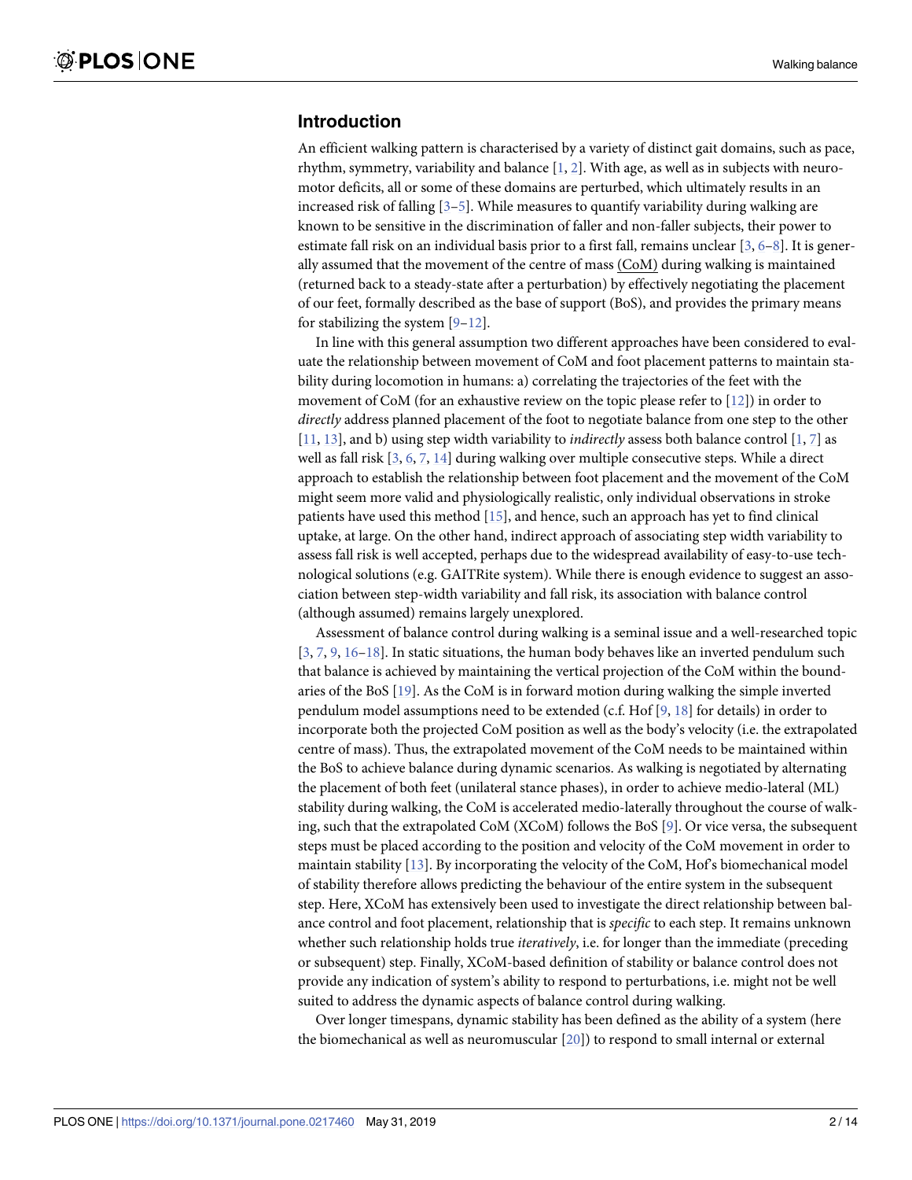## Introduction

An efficient walking pattern is characterised by a variety of distinct gait domains, such as pace, rhythm, symmetry, variability and balance [1, 2]. With age, as well as in subjects with neuromotor deficits, all or some of these domains are perturbed, which ultimately results in an increased risk of falling [3–5]. While measures to quantify variability during walking are known to be sensitive in the discrimination of faller and non-faller subjects, their power to estimate fall risk on an individual basis prior to a first fall, remains unclear [3, 6–8]. It is generally assumed that the movement of the centre of mass (CoM) during walking is maintained (returned back to a steady-state after a perturbation) by effectively negotiating the placement of our feet, formally described as the base of support (BoS), and provides the primary means for stabilizing the system [9–12].

In line with this general assumption two different approaches have been considered to evaluate the relationship between movement of CoM and foot placement patterns to maintain stability during locomotion in humans: a) correlating the trajectories of the feet with the movement of CoM (for an exhaustive review on the topic please refer to [12]) in order to *directly* address planned placement of the foot to negotiate balance from one step to the other [11, 13], and b) using step width variability to *indirectly* assess both balance control [1, 7] as well as fall risk [3, 6, 7, 14] during walking over multiple consecutive steps. While a direct approach to establish the relationship between foot placement and the movement of the CoM might seem more valid and physiologically realistic, only individual observations in stroke patients have used this method [15], and hence, such an approach has yet to find clinical uptake, at large. On the other hand, indirect approach of associating step width variability to assess fall risk is well accepted, perhaps due to the widespread availability of easy-to-use technological solutions (e.g. GAITRite system). While there is enough evidence to suggest an association between step-width variability and fall risk, its association with balance control (although assumed) remains largely unexplored.

Assessment of balance control during walking is a seminal issue and a well-researched topic [3, 7, 9, 16–18]. In static situations, the human body behaves like an inverted pendulum such that balance is achieved by maintaining the vertical projection of the CoM within the boundaries of the BoS [19]. As the CoM is in forward motion during walking the simple inverted pendulum model assumptions need to be extended (c.f. Hof [9, 18] for details) in order to incorporate both the projected CoM position as well as the body's velocity (i.e. the extrapolated centre of mass). Thus, the extrapolated movement of the CoM needs to be maintained within the BoS to achieve balance during dynamic scenarios. As walking is negotiated by alternating the placement of both feet (unilateral stance phases), in order to achieve medio-lateral (ML) stability during walking, the CoM is accelerated medio-laterally throughout the course of walking, such that the extrapolated CoM (XCoM) follows the BoS [9]. Or vice versa, the subsequent steps must be placed according to the position and velocity of the CoM movement in order to maintain stability [13]. By incorporating the velocity of the CoM, Hof's biomechanical model of stability therefore allows predicting the behaviour of the entire system in the subsequent step. Here, XCoM has extensively been used to investigate the direct relationship between balance control and foot placement, relationship that is *specific* to each step. It remains unknown whether such relationship holds true *iteratively*, i.e. for longer than the immediate (preceding or subsequent) step. Finally, XCoM-based definition of stability or balance control does not provide any indication of system's ability to respond to perturbations, i.e. might not be well suited to address the dynamic aspects of balance control during walking.

Over longer timespans, dynamic stability has been defined as the ability of a system (here the biomechanical as well as neuromuscular [20]) to respond to small internal or external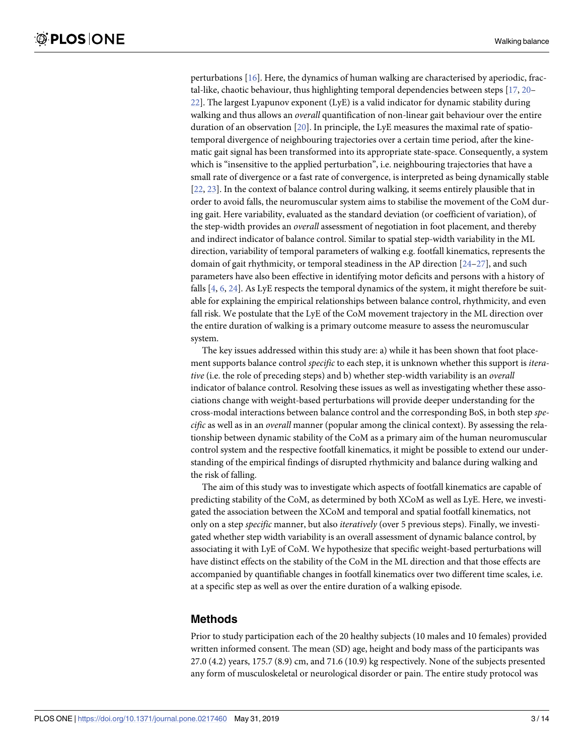perturbations [16]. Here, the dynamics of human walking are characterised by aperiodic, fractal-like, chaotic behaviour, thus highlighting temporal dependencies between steps [17, 20–22]. The largest Lyapunov exponent (LyE) is a valid indicator for dynamic stability during walking and thus allows an *overall* quantification of non-linear gait behaviour over the entire duration of an observation [20]. In principle, the LyE measures the maximal rate of spatio-temporal divergence of neighbouring trajectories over a certain time period, after the kinematic gait signal has been transformed into its appropriate state-space. Consequently, a system which is "insensitive to the applied perturbation", i.e. neighbouring trajectories that have a small rate of divergence or a fast rate of convergence, is interpreted as being dynamically stable [22, 23]. In the context of balance control during walking, it seems entirely plausible that in order to avoid falls, the neuromuscular system aims to stabilise the movement of the CoM during gait. Here variability, evaluated as the standard deviation (or coefficient of variation), of the step-width provides an *overall* assessment of negotiation in foot placement, and thereby and indirect indicator of balance control. Similar to spatial step-width variability in the ML direction, variability of temporal parameters of walking e.g. footfall kinematics, represents the domain of gait rhythmicity, or temporal steadiness in the AP direction [24–27], and such parameters have also been effective in identifying motor deficits and persons with a history of falls [4, 6, 24]. As LyE respects the temporal dynamics of the system, it might therefore be suitable for explaining the empirical relationships between balance control, rhythmicity, and even fall risk. We postulate that the LyE of the CoM movement trajectory in the ML direction over the entire duration of walking is a primary outcome measure to assess the neuromuscular system.

The key issues addressed within this study are: a) while it has been shown that foot placement supports balance control *specific* to each step, it is unknown whether this support is *iterative* (i.e. the role of preceding steps) and b) whether step-width variability is an *overall* indicator of balance control. Resolving these issues as well as investigating whether these associations change with weight-based perturbations will provide deeper understanding for the cross-modal interactions between balance control and the corresponding BoS, in both step *specific* as well as in an *overall* manner (popular among the clinical context). By assessing the relationship between dynamic stability of the CoM as a primary aim of the human neuromuscular control system and the respective footfall kinematics, it might be possible to extend our understanding of the empirical findings of disrupted rhythmicity and balance during walking and the risk of falling.

The aim of this study was to investigate which aspects of footfall kinematics are capable of predicting stability of the CoM, as determined by both XCoM as well as LyE. Here, we investigated the association between the XCoM and temporal and spatial footfall kinematics, not only on a step *specific* manner, but also *iteratively* (over 5 previous steps). Finally, we investigated whether step width variability is an overall assessment of dynamic balance control, by associating it with LyE of CoM. We hypothesize that specific weight-based perturbations will have distinct effects on the stability of the CoM in the ML direction and that those effects are accompanied by quantifiable changes in footfall kinematics over two different time scales, i.e. at a specific step as well as over the entire duration of a walking episode.

## Methods

Prior to study participation each of the 20 healthy subjects (10 males and 10 females) provided written informed consent. The mean (SD) age, height and body mass of the participants was 27.0 (4.2) years, 175.7 (8.9) cm, and 71.6 (10.9) kg respectively. None of the subjects presented any form of musculoskeletal or neurological disorder or pain. The entire study protocol was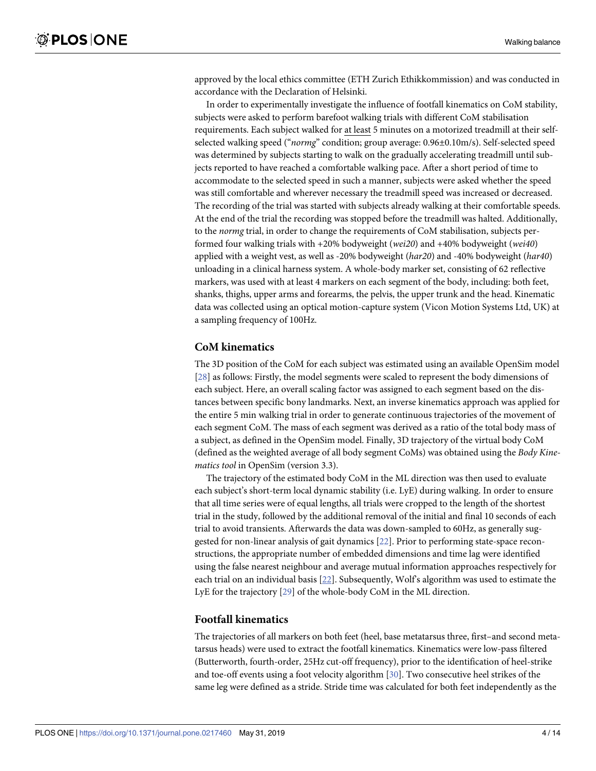approved by the local ethics committee (ETH Zurich Ethikkommission) and was conducted in accordance with the Declaration of Helsinki.

In order to experimentally investigate the influence of footfall kinematics on CoM stability, subjects were asked to perform barefoot walking trials with different CoM stabilisation requirements. Each subject walked for at least 5 minutes on a motorized treadmill at their self-selected walking speed ("*normg*" condition; group average: 0.96±0.10m/s). Self-selected speed was determined by subjects starting to walk on the gradually accelerating treadmill until subjects reported to have reached a comfortable walking pace. After a short period of time to accommodate to the selected speed in such a manner, subjects were asked whether the speed was still comfortable and wherever necessary the treadmill speed was increased or decreased. The recording of the trial was started with subjects already walking at their comfortable speeds. At the end of the trial the recording was stopped before the treadmill was halted. Additionally, to the *normg* trial, in order to change the requirements of CoM stabilisation, subjects performed four walking trials with +20% bodyweight (*wei20*) and +40% bodyweight (*wei40*) applied with a weight vest, as well as -20% bodyweight (*har20*) and -40% bodyweight (*har40*) unloading in a clinical harness system. A whole-body marker set, consisting of 62 reflective markers, was used with at least 4 markers on each segment of the body, including: both feet, shanks, thighs, upper arms and forearms, the pelvis, the upper trunk and the head. Kinematic data was collected using an optical motion-capture system (Vicon Motion Systems Ltd, UK) at a sampling frequency of 100Hz.

## CoM kinematics

The 3D position of the CoM for each subject was estimated using an available OpenSim model [28] as follows: Firstly, the model segments were scaled to represent the body dimensions of each subject. Here, an overall scaling factor was assigned to each segment based on the distances between specific bony landmarks. Next, an inverse kinematics approach was applied for the entire 5 min walking trial in order to generate continuous trajectories of the movement of each segment CoM. The mass of each segment was derived as a ratio of the total body mass of a subject, as defined in the OpenSim model. Finally, 3D trajectory of the virtual body CoM (defined as the weighted average of all body segment CoMs) was obtained using the *Body Kinematics tool* in OpenSim (version 3.3).

The trajectory of the estimated body CoM in the ML direction was then used to evaluate each subject's short-term local dynamic stability (i.e. LyE) during walking. In order to ensure that all time series were of equal lengths, all trials were cropped to the length of the shortest trial in the study, followed by the additional removal of the initial and final 10 seconds of each trial to avoid transients. Afterwards the data was down-sampled to 60Hz, as generally suggested for non-linear analysis of gait dynamics [22]. Prior to performing state-space reconstructions, the appropriate number of embedded dimensions and time lag were identified using the false nearest neighbour and average mutual information approaches respectively for each trial on an individual basis [22]. Subsequently, Wolf's algorithm was used to estimate the LyE for the trajectory [29] of the whole-body CoM in the ML direction.

## Footfall kinematics

The trajectories of all markers on both feet (heel, base metatarsus three, first–and second metatarsus heads) were used to extract the footfall kinematics. Kinematics were low-pass filtered (Butterworth, fourth-order, 25Hz cut-off frequency), prior to the identification of heel-strike and toe-off events using a foot velocity algorithm [30]. Two consecutive heel strikes of the same leg were defined as a stride. Stride time was calculated for both feet independently as the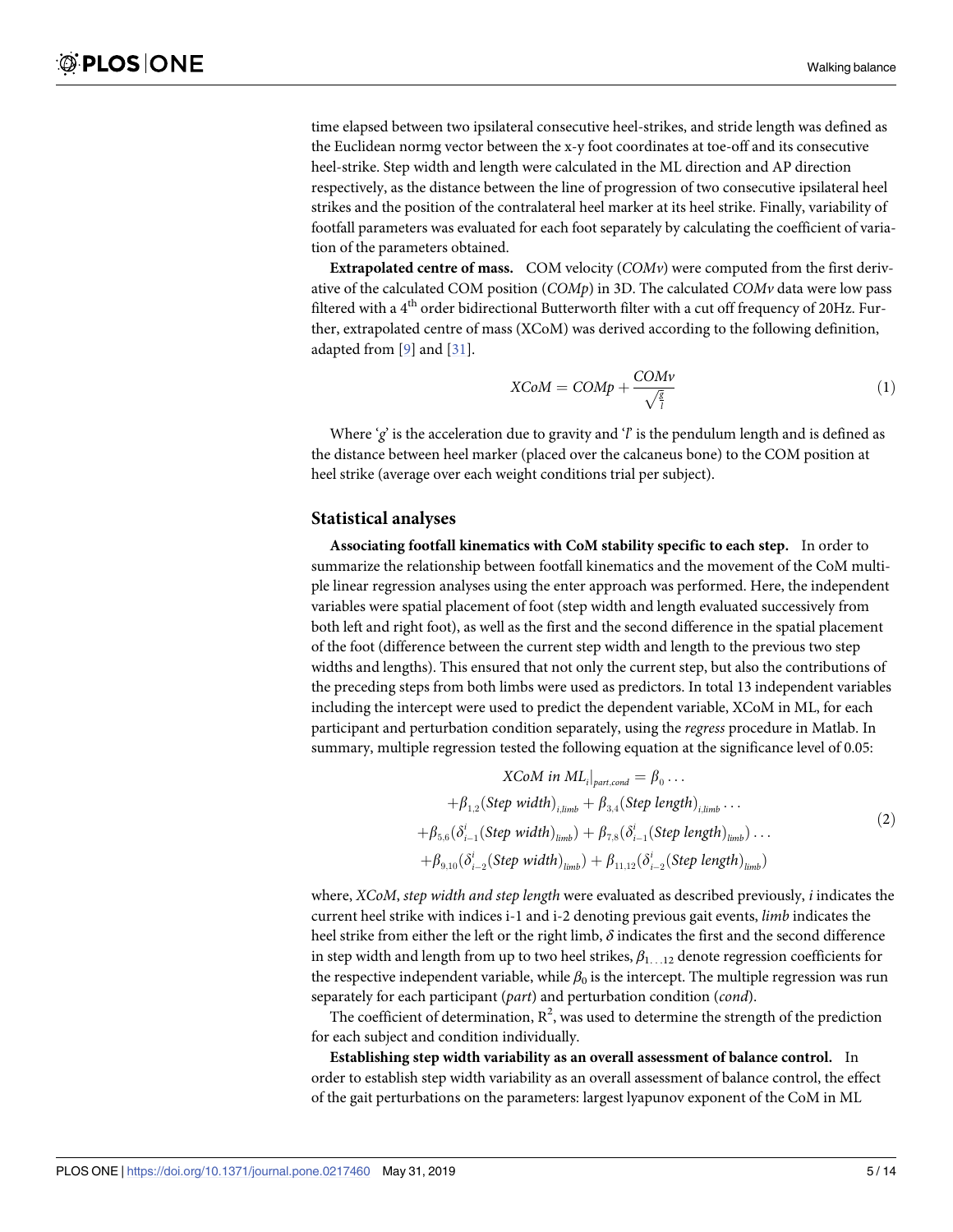time elapsed between two ipsilateral consecutive heel-strikes, and stride length was defined as the Euclidean normg vector between the x-y foot coordinates at toe-off and its consecutive heel-strike. Step width and length were calculated in the ML direction and AP direction respectively, as the distance between the line of progression of two consecutive ipsilateral heel strikes and the position of the contralateral heel marker at its heel strike. Finally, variability of footfall parameters was evaluated for each foot separately by calculating the coefficient of variation of the parameters obtained.

**Extrapolated centre of mass.** COM velocity (*COMv*) were computed from the first derivative of the calculated COM position (*COMp*) in 3D. The calculated *COMv* data were low pass filtered with a 4$^{th}$ order bidirectional Butterworth filter with a cut off frequency of 20Hz. Further, extrapolated centre of mass (XCoM) was derived according to the following definition, adapted from [9] and [31].

$$XCoM = COMp + \frac{COMv}{\sqrt{\frac{g}{l}}} \tag{1}$$

Where '$g$' is the acceleration due to gravity and '$l$' is the pendulum length and is defined as the distance between heel marker (placed over the calcaneus bone) to the COM position at heel strike (average over each weight conditions trial per subject).

## Statistical analyses

**Associating footfall kinematics with CoM stability specific to each step.** In order to summarize the relationship between footfall kinematics and the movement of the CoM multiple linear regression analyses using the enter approach was performed. Here, the independent variables were spatial placement of foot (step width and length evaluated successively from both left and right foot), as well as the first and the second difference in the spatial placement of the foot (difference between the current step width and length to the previous two step widths and lengths). This ensured that not only the current step, but also the contributions of the preceding steps from both limbs were used as predictors. In total 13 independent variables including the intercept were used to predict the dependent variable, XCoM in ML, for each participant and perturbation condition separately, using the *regress* procedure in Matlab. In summary, multiple regression tested the following equation at the significance level of 0.05:

$$\begin{gathered} XCoM\ in\ ML_i|_{part,cond} = \beta_0 \ldots \\ +\beta_{1,2}(Step\ width)_{i,limb} + \beta_{3,4}(Step\ length)_{i,limb} \ldots \\ +\beta_{5,6}(\delta^i_{i-1}(Step\ width)_{limb}) + \beta_{7,8}(\delta^i_{i-1}(Step\ length)_{limb}) \ldots \\ +\beta_{9,10}(\delta^i_{i-2}(Step\ width)_{limb}) + \beta_{11,12}(\delta^i_{i-2}(Step\ length)_{limb}) \end{gathered} \tag{2}$$

where, *XCoM*, *step width and step length* were evaluated as described previously, *i* indicates the current heel strike with indices i-1 and i-2 denoting previous gait events, *limb* indicates the heel strike from either the left or the right limb, $\delta$ indicates the first and the second difference in step width and length from up to two heel strikes, $\beta_{1\ldots12}$ denote regression coefficients for the respective independent variable, while $\beta_0$ is the intercept. The multiple regression was run separately for each participant (*part*) and perturbation condition (*cond*).

The coefficient of determination, $R^2$, was used to determine the strength of the prediction for each subject and condition individually.

**Establishing step width variability as an overall assessment of balance control.** In order to establish step width variability as an overall assessment of balance control, the effect of the gait perturbations on the parameters: largest lyapunov exponent of the CoM in ML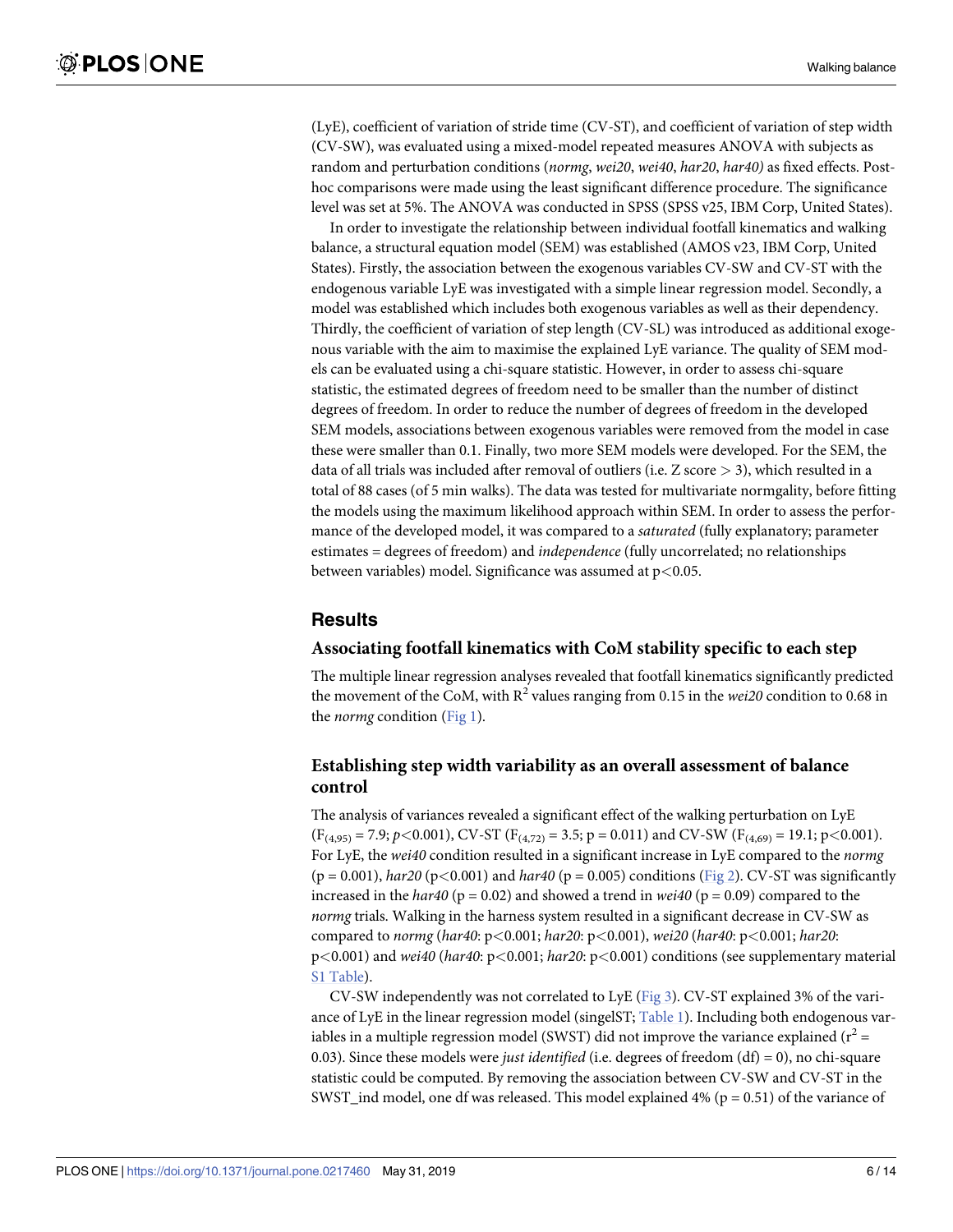(LyE), coefficient of variation of stride time (CV-ST), and coefficient of variation of step width (CV-SW), was evaluated using a mixed-model repeated measures ANOVA with subjects as random and perturbation conditions (*normg*, *wei20*, *wei40*, *har20*, *har40)* as fixed effects. Post-hoc comparisons were made using the least significant difference procedure. The significance level was set at 5%. The ANOVA was conducted in SPSS (SPSS v25, IBM Corp, United States).

In order to investigate the relationship between individual footfall kinematics and walking balance, a structural equation model (SEM) was established (AMOS v23, IBM Corp, United States). Firstly, the association between the exogenous variables CV-SW and CV-ST with the endogenous variable LyE was investigated with a simple linear regression model. Secondly, a model was established which includes both exogenous variables as well as their dependency. Thirdly, the coefficient of variation of step length (CV-SL) was introduced as additional exogenous variable with the aim to maximise the explained LyE variance. The quality of SEM models can be evaluated using a chi-square statistic. However, in order to assess chi-square statistic, the estimated degrees of freedom need to be smaller than the number of distinct degrees of freedom. In order to reduce the number of degrees of freedom in the developed SEM models, associations between exogenous variables were removed from the model in case these were smaller than 0.1. Finally, two more SEM models were developed. For the SEM, the data of all trials was included after removal of outliers (i.e. Z score > 3), which resulted in a total of 88 cases (of 5 min walks). The data was tested for multivariate normgality, before fitting the models using the maximum likelihood approach within SEM. In order to assess the performance of the developed model, it was compared to a *saturated* (fully explanatory; parameter estimates = degrees of freedom) and *independence* (fully uncorrelated; no relationships between variables) model. Significance was assumed at $p<0.05$.

## Results

### Associating footfall kinematics with CoM stability specific to each step

The multiple linear regression analyses revealed that footfall kinematics significantly predicted the movement of the CoM, with $R^2$ values ranging from 0.15 in the *wei20* condition to 0.68 in the *normg* condition (Fig 1).

### Establishing step width variability as an overall assessment of balance control

The analysis of variances revealed a significant effect of the walking perturbation on LyE ($F_{(4,95)} = 7.9$; $p<0.001$), CV-ST ($F_{(4,72)} = 3.5$; $p = 0.011$) and CV-SW ($F_{(4,69)} = 19.1$; $p<0.001$). For LyE, the *wei40* condition resulted in a significant increase in LyE compared to the *normg* ($p = 0.001$), *har20* ($p<0.001$) and *har40* ($p = 0.005$) conditions (Fig 2). CV-ST was significantly increased in the *har40* ($p = 0.02$) and showed a trend in *wei40* ($p = 0.09$) compared to the *normg* trials. Walking in the harness system resulted in a significant decrease in CV-SW as compared to *normg* (*har40*: $p<0.001$; *har20*: $p<0.001$), *wei20* (*har40*: $p<0.001$; *har20*: $p<0.001$) and *wei40* (*har40*: $p<0.001$; *har20*: $p<0.001$) conditions (see supplementary material S1 Table).

CV-SW independently was not correlated to LyE (Fig 3). CV-ST explained 3% of the variance of LyE in the linear regression model (singelST; Table 1). Including both endogenous variables in a multiple regression model (SWST) did not improve the variance explained ($r^2 = 0.03$). Since these models were *just identified* (i.e. degrees of freedom (df) = 0), no chi-square statistic could be computed. By removing the association between CV-SW and CV-ST in the SWST_ind model, one df was released. This model explained 4% ($p = 0.51$) of the variance of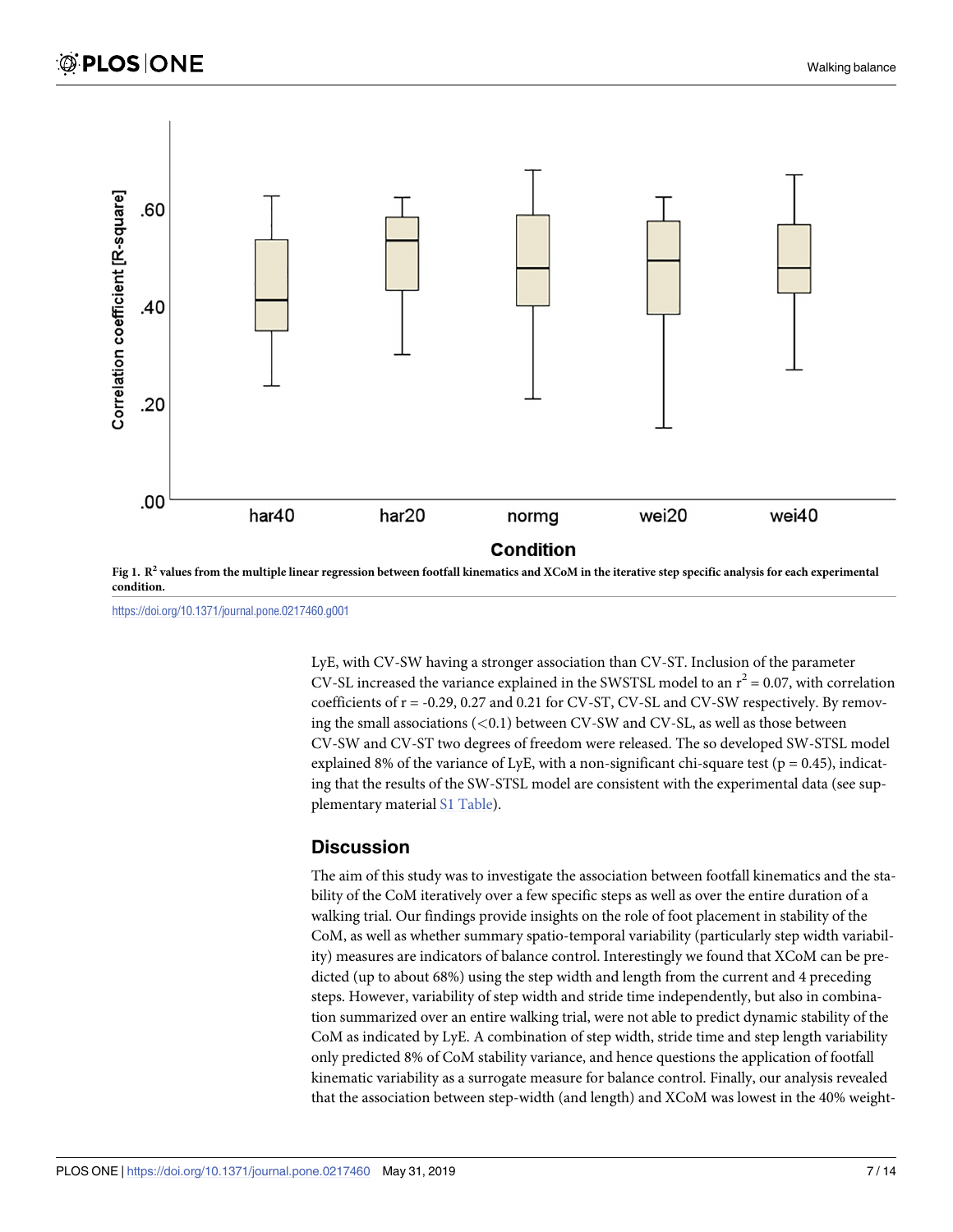Fig 1. $R^2$ values from the multiple linear regression between footfall kinematics and XCoM in the iterative step specific analysis for each experimental condition.

https://doi.org/10.1371/journal.pone.0217460.g001

LyE, with CV-SW having a stronger association than CV-ST. Inclusion of the parameter CV-SL increased the variance explained in the SWSTSL model to an $r^2 = 0.07$, with correlation coefficients of r = -0.29, 0.27 and 0.21 for CV-ST, CV-SL and CV-SW respectively. By removing the small associations (<0.1) between CV-SW and CV-SL, as well as those between CV-SW and CV-ST two degrees of freedom were released. The so developed SW-STSL model explained 8% of the variance of LyE, with a non-significant chi-square test (p = 0.45), indicating that the results of the SW-STSL model are consistent with the experimental data (see supplementary material S1 Table).

## Discussion

The aim of this study was to investigate the association between footfall kinematics and the stability of the CoM iteratively over a few specific steps as well as over the entire duration of a walking trial. Our findings provide insights on the role of foot placement in stability of the CoM, as well as whether summary spatio-temporal variability (particularly step width variability) measures are indicators of balance control. Interestingly we found that XCoM can be predicted (up to about 68%) using the step width and length from the current and 4 preceding steps. However, variability of step width and stride time independently, but also in combination summarized over an entire walking trial, were not able to predict dynamic stability of the CoM as indicated by LyE. A combination of step width, stride time and step length variability only predicted 8% of CoM stability variance, and hence questions the application of footfall kinematic variability as a surrogate measure for balance control. Finally, our analysis revealed that the association between step-width (and length) and XCoM was lowest in the 40% weight-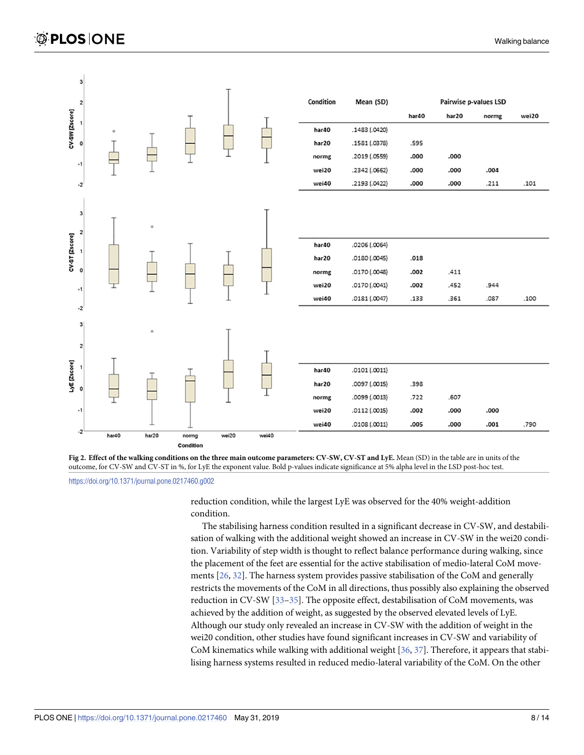| Condition | Mean (SD) | Pairwise p-values LSD | | | |
|---|---|---|---|---|---|
| | | har40 | har20 | normg | wei20 |
| **CV-SW** | | | | | |
| har40 | .1483 (.0420) | | | | |
| har20 | .1581 (.0378) | .595 | | | |
| normg | .2019 (.0559) | **.000** | **.000** | | |
| wei20 | .2342 (.0662) | **.000** | **.000** | **.004** | |
| wei40 | .2193 (.0422) | **.000** | **.000** | .211 | .101 |
| **CV-ST** | | | | | |
| har40 | .0206 (.0064) | | | | |
| har20 | .0180 (.0045) | **.018** | | | |
| normg | .0170 (.0048) | **.002** | .411 | | |
| wei20 | .0170 (.0041) | **.002** | .452 | .944 | |
| wei40 | .0181 (.0047) | .133 | .361 | .087 | .100 |
| **LyE** | | | | | |
| har40 | .0101 (.0011) | | | | |
| har20 | .0097 (.0015) | .398 | | | |
| normg | .0099 (.0013) | .722 | .607 | | |
| wei20 | .0112 (.0015) | **.002** | **.000** | **.000** | |
| wei40 | .0108 (.0011) | **.005** | **.000** | **.001** | .790 |

**Fig 2. Effect of the walking conditions on the three main outcome parameters: CV-SW, CV-ST and LyE.** Mean (SD) in the table are in units of the outcome, for CV-SW and CV-ST in %, for LyE the exponent value. Bold p-values indicate significance at 5% alpha level in the LSD post-hoc test.

https://doi.org/10.1371/journal.pone.0217460.g002

reduction condition, while the largest LyE was observed for the 40% weight-addition condition.

The stabilising harness condition resulted in a significant decrease in CV-SW, and destabilisation of walking with the additional weight showed an increase in CV-SW in the wei20 condition. Variability of step width is thought to reflect balance performance during walking, since the placement of the feet are essential for the active stabilisation of medio-lateral CoM movements [26, 32]. The harness system provides passive stabilisation of the CoM and generally restricts the movements of the CoM in all directions, thus possibly also explaining the observed reduction in CV-SW [33–35]. The opposite effect, destabilisation of CoM movements, was achieved by the addition of weight, as suggested by the observed elevated levels of LyE. Although our study only revealed an increase in CV-SW with the addition of weight in the wei20 condition, other studies have found significant increases in CV-SW and variability of CoM kinematics while walking with additional weight [36, 37]. Therefore, it appears that stabilising harness systems resulted in reduced medio-lateral variability of the CoM. On the other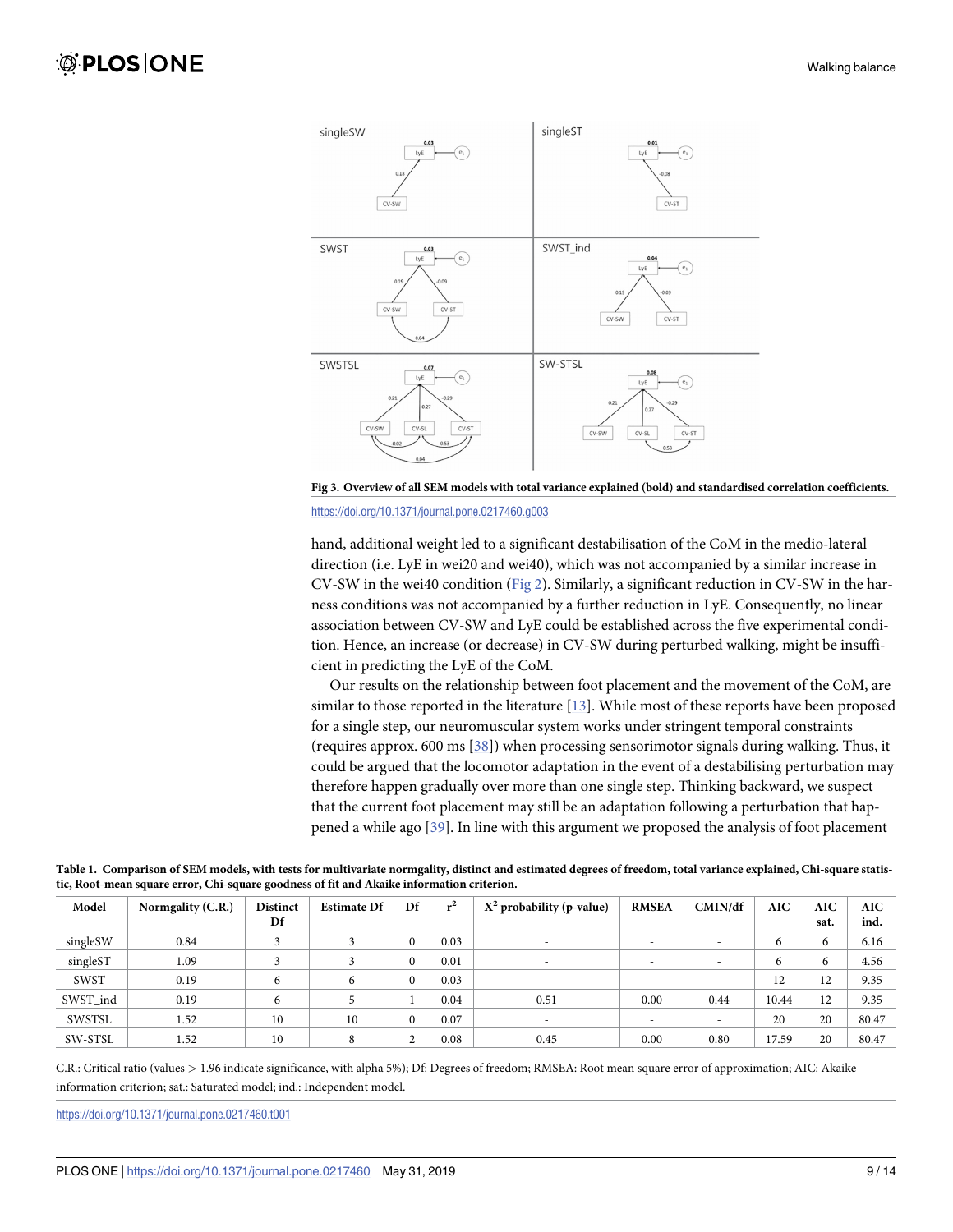**Fig 3. Overview of all SEM models with total variance explained (bold) and standardised correlation coefficients.**

https://doi.org/10.1371/journal.pone.0217460.g003

hand, additional weight led to a significant destabilisation of the CoM in the medio-lateral direction (i.e. LyE in wei20 and wei40), which was not accompanied by a similar increase in CV-SW in the wei40 condition (Fig 2). Similarly, a significant reduction in CV-SW in the harness conditions was not accompanied by a further reduction in LyE. Consequently, no linear association between CV-SW and LyE could be established across the five experimental condition. Hence, an increase (or decrease) in CV-SW during perturbed walking, might be insufficient in predicting the LyE of the CoM.

Our results on the relationship between foot placement and the movement of the CoM, are similar to those reported in the literature [13]. While most of these reports have been proposed for a single step, our neuromuscular system works under stringent temporal constraints (requires approx. 600 ms [38]) when processing sensorimotor signals during walking. Thus, it could be argued that the locomotor adaptation in the event of a destabilising perturbation may therefore happen gradually over more than one single step. Thinking backward, we suspect that the current foot placement may still be an adaptation following a perturbation that happened a while ago [39]. In line with this argument we proposed the analysis of foot placement

**Table 1. Comparison of SEM models, with tests for multivariate normgality, distinct and estimated degrees of freedom, total variance explained, Chi-square statistic, Root-mean square error, Chi-square goodness of fit and Akaike information criterion.**

| Model | Normgality (C.R.) | Distinct Df | Estimate Df | Df | $r^2$ | $X^2$ probability (p-value) | RMSEA | CMIN/df | AIC | AIC sat. | AIC ind. |
|---|---|---|---|---|---|---|---|---|---|---|---|
| singleSW | 0.84 | 3 | 3 | 0 | 0.03 | - | - | - | 6 | 6 | 6.16 |
| singleST | 1.09 | 3 | 3 | 0 | 0.01 | - | - | - | 6 | 6 | 4.56 |
| SWST | 0.19 | 6 | 6 | 0 | 0.03 | - | - | - | 12 | 12 | 9.35 |
| SWST_ind | 0.19 | 6 | 5 | 1 | 0.04 | 0.51 | 0.00 | 0.44 | 10.44 | 12 | 9.35 |
| SWSTSL | 1.52 | 10 | 10 | 0 | 0.07 | - | - | - | 20 | 20 | 80.47 |
| SW-STSL | 1.52 | 10 | 8 | 2 | 0.08 | 0.45 | 0.00 | 0.80 | 17.59 | 20 | 80.47 |

C.R.: Critical ratio (values > 1.96 indicate significance, with alpha 5%); Df: Degrees of freedom; RMSEA: Root mean square error of approximation; AIC: Akaike information criterion; sat.: Saturated model; ind.: Independent model.

https://doi.org/10.1371/journal.pone.0217460.t001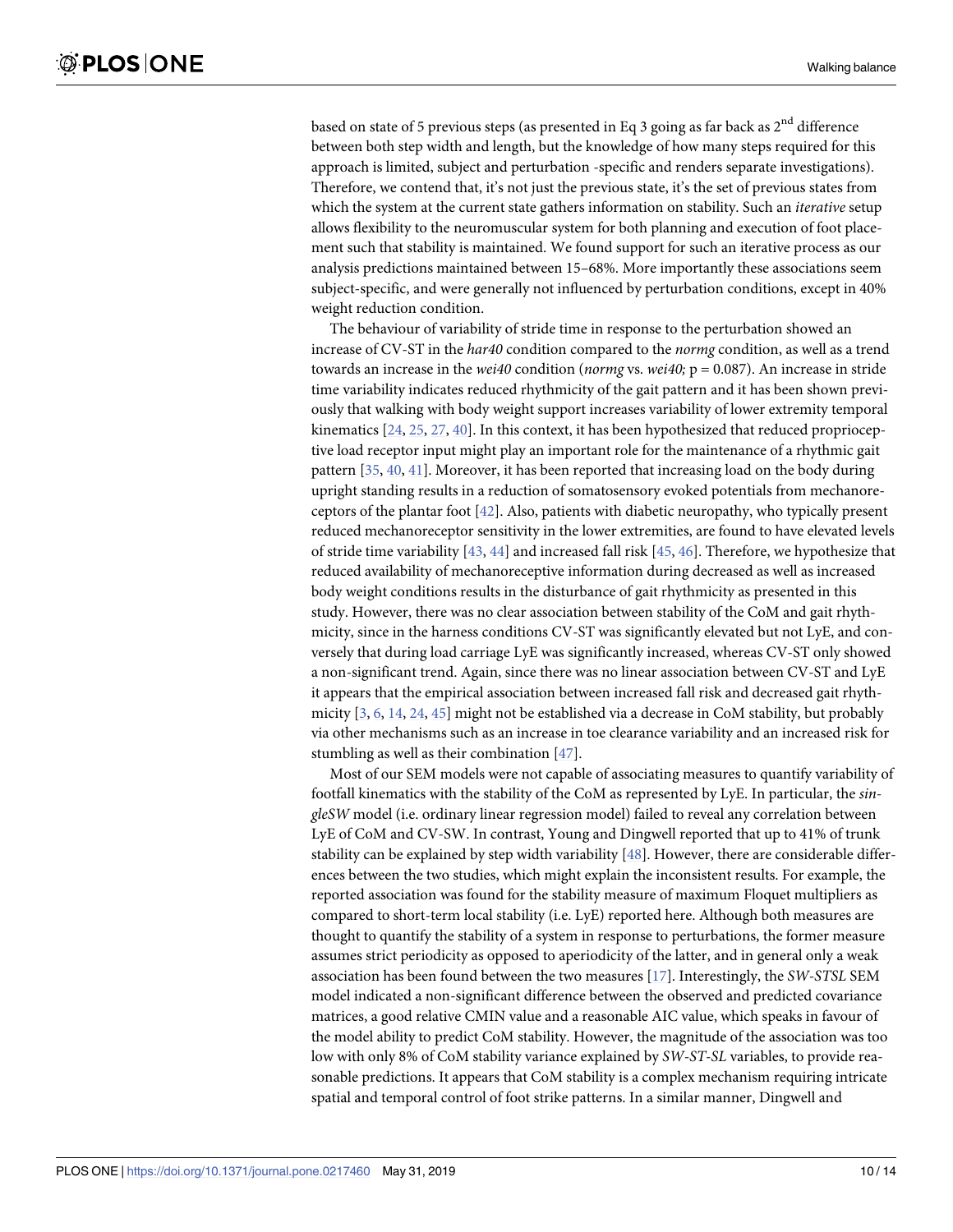based on state of 5 previous steps (as presented in Eq 3 going as far back as 2$^{nd}$ difference between both step width and length, but the knowledge of how many steps required for this approach is limited, subject and perturbation -specific and renders separate investigations). Therefore, we contend that, it's not just the previous state, it's the set of previous states from which the system at the current state gathers information on stability. Such an *iterative* setup allows flexibility to the neuromuscular system for both planning and execution of foot placement such that stability is maintained. We found support for such an iterative process as our analysis predictions maintained between 15–68%. More importantly these associations seem subject-specific, and were generally not influenced by perturbation conditions, except in 40% weight reduction condition.

The behaviour of variability of stride time in response to the perturbation showed an increase of CV-ST in the *har40* condition compared to the *normg* condition, as well as a trend towards an increase in the *wei40* condition (*normg* vs. *wei40;* p = 0.087). An increase in stride time variability indicates reduced rhythmicity of the gait pattern and it has been shown previously that walking with body weight support increases variability of lower extremity temporal kinematics [24, 25, 27, 40]. In this context, it has been hypothesized that reduced proprioceptive load receptor input might play an important role for the maintenance of a rhythmic gait pattern [35, 40, 41]. Moreover, it has been reported that increasing load on the body during upright standing results in a reduction of somatosensory evoked potentials from mechanoreceptors of the plantar foot [42]. Also, patients with diabetic neuropathy, who typically present reduced mechanoreceptor sensitivity in the lower extremities, are found to have elevated levels of stride time variability [43, 44] and increased fall risk [45, 46]. Therefore, we hypothesize that reduced availability of mechanoreceptive information during decreased as well as increased body weight conditions results in the disturbance of gait rhythmicity as presented in this study. However, there was no clear association between stability of the CoM and gait rhythmicity, since in the harness conditions CV-ST was significantly elevated but not LyE, and conversely that during load carriage LyE was significantly increased, whereas CV-ST only showed a non-significant trend. Again, since there was no linear association between CV-ST and LyE it appears that the empirical association between increased fall risk and decreased gait rhythmicity [3, 6, 14, 24, 45] might not be established via a decrease in CoM stability, but probably via other mechanisms such as an increase in toe clearance variability and an increased risk for stumbling as well as their combination [47].

Most of our SEM models were not capable of associating measures to quantify variability of footfall kinematics with the stability of the CoM as represented by LyE. In particular, the *singleSW* model (i.e. ordinary linear regression model) failed to reveal any correlation between LyE of CoM and CV-SW. In contrast, Young and Dingwell reported that up to 41% of trunk stability can be explained by step width variability [48]. However, there are considerable differences between the two studies, which might explain the inconsistent results. For example, the reported association was found for the stability measure of maximum Floquet multipliers as compared to short-term local stability (i.e. LyE) reported here. Although both measures are thought to quantify the stability of a system in response to perturbations, the former measure assumes strict periodicity as opposed to aperiodicity of the latter, and in general only a weak association has been found between the two measures [17]. Interestingly, the *SW-STSL* SEM model indicated a non-significant difference between the observed and predicted covariance matrices, a good relative CMIN value and a reasonable AIC value, which speaks in favour of the model ability to predict CoM stability. However, the magnitude of the association was too low with only 8% of CoM stability variance explained by *SW-ST-SL* variables, to provide reasonable predictions. It appears that CoM stability is a complex mechanism requiring intricate spatial and temporal control of foot strike patterns. In a similar manner, Dingwell and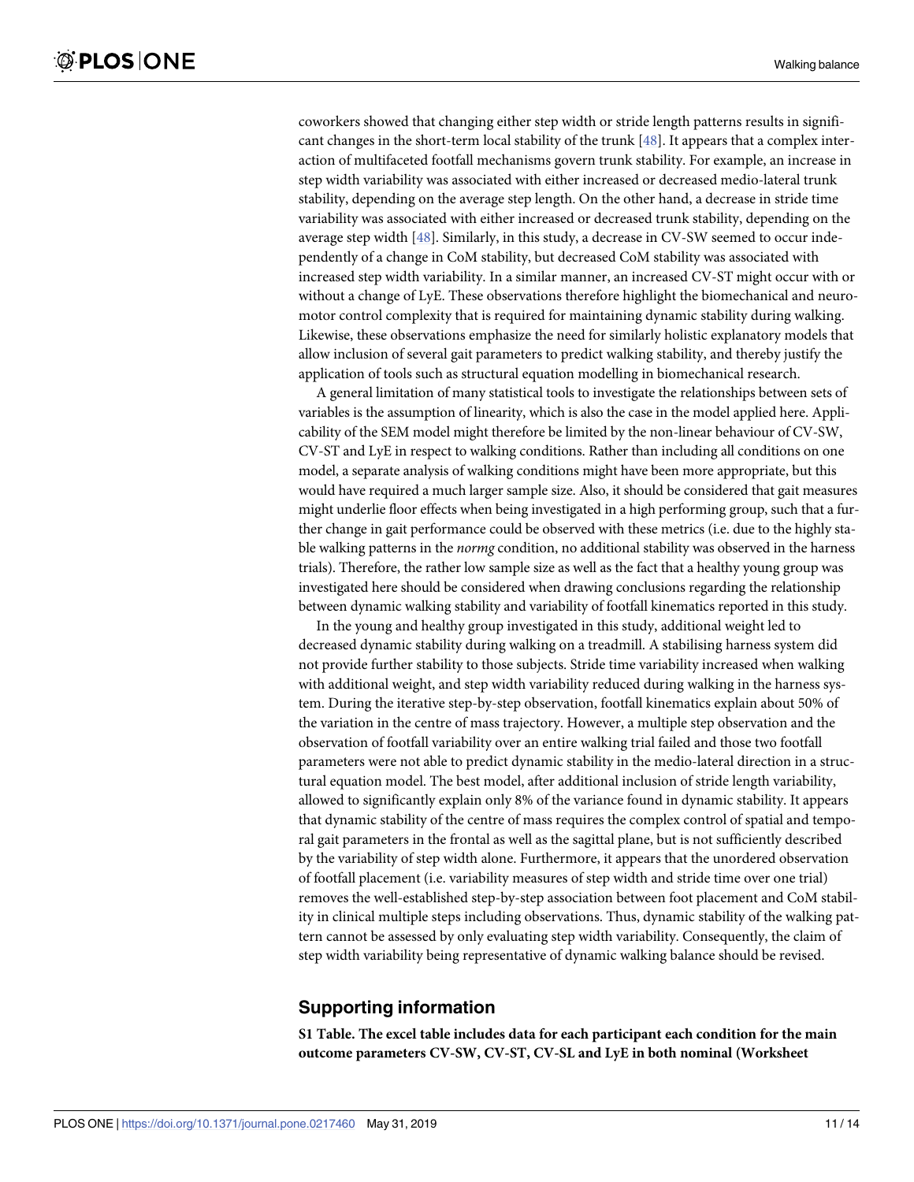coworkers showed that changing either step width or stride length patterns results in significant changes in the short-term local stability of the trunk [48]. It appears that a complex interaction of multifaceted footfall mechanisms govern trunk stability. For example, an increase in step width variability was associated with either increased or decreased medio-lateral trunk stability, depending on the average step length. On the other hand, a decrease in stride time variability was associated with either increased or decreased trunk stability, depending on the average step width [48]. Similarly, in this study, a decrease in CV-SW seemed to occur independently of a change in CoM stability, but decreased CoM stability was associated with increased step width variability. In a similar manner, an increased CV-ST might occur with or without a change of LyE. These observations therefore highlight the biomechanical and neuromotor control complexity that is required for maintaining dynamic stability during walking. Likewise, these observations emphasize the need for similarly holistic explanatory models that allow inclusion of several gait parameters to predict walking stability, and thereby justify the application of tools such as structural equation modelling in biomechanical research.

A general limitation of many statistical tools to investigate the relationships between sets of variables is the assumption of linearity, which is also the case in the model applied here. Applicability of the SEM model might therefore be limited by the non-linear behaviour of CV-SW, CV-ST and LyE in respect to walking conditions. Rather than including all conditions on one model, a separate analysis of walking conditions might have been more appropriate, but this would have required a much larger sample size. Also, it should be considered that gait measures might underlie floor effects when being investigated in a high performing group, such that a further change in gait performance could be observed with these metrics (i.e. due to the highly stable walking patterns in the *normg* condition, no additional stability was observed in the harness trials). Therefore, the rather low sample size as well as the fact that a healthy young group was investigated here should be considered when drawing conclusions regarding the relationship between dynamic walking stability and variability of footfall kinematics reported in this study.

In the young and healthy group investigated in this study, additional weight led to decreased dynamic stability during walking on a treadmill. A stabilising harness system did not provide further stability to those subjects. Stride time variability increased when walking with additional weight, and step width variability reduced during walking in the harness system. During the iterative step-by-step observation, footfall kinematics explain about 50% of the variation in the centre of mass trajectory. However, a multiple step observation and the observation of footfall variability over an entire walking trial failed and those two footfall parameters were not able to predict dynamic stability in the medio-lateral direction in a structural equation model. The best model, after additional inclusion of stride length variability, allowed to significantly explain only 8% of the variance found in dynamic stability. It appears that dynamic stability of the centre of mass requires the complex control of spatial and temporal gait parameters in the frontal as well as the sagittal plane, but is not sufficiently described by the variability of step width alone. Furthermore, it appears that the unordered observation of footfall placement (i.e. variability measures of step width and stride time over one trial) removes the well-established step-by-step association between foot placement and CoM stability in clinical multiple steps including observations. Thus, dynamic stability of the walking pattern cannot be assessed by only evaluating step width variability. Consequently, the claim of step width variability being representative of dynamic walking balance should be revised.

## Supporting information

**S1 Table. The excel table includes data for each participant each condition for the main outcome parameters CV-SW, CV-ST, CV-SL and LyE in both nominal (Worksheet**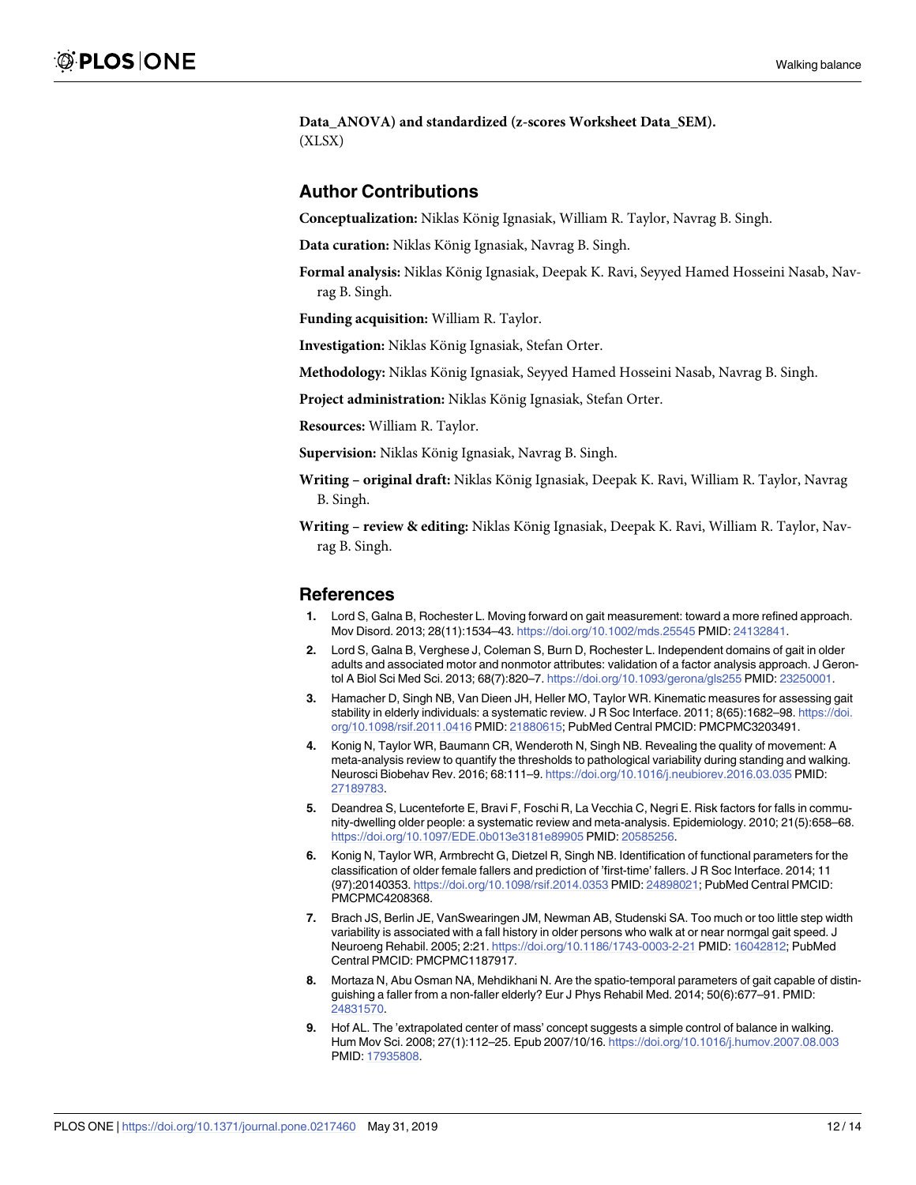**Data_ANOVA) and standardized (z-scores Worksheet Data_SEM).**
(XLSX)

## Author Contributions

**Conceptualization:** Niklas König Ignasiak, William R. Taylor, Navrag B. Singh.

**Data curation:** Niklas König Ignasiak, Navrag B. Singh.

**Formal analysis:** Niklas König Ignasiak, Deepak K. Ravi, Seyyed Hamed Hosseini Nasab, Navrag B. Singh.

**Funding acquisition:** William R. Taylor.

**Investigation:** Niklas König Ignasiak, Stefan Orter.

**Methodology:** Niklas König Ignasiak, Seyyed Hamed Hosseini Nasab, Navrag B. Singh.

**Project administration:** Niklas König Ignasiak, Stefan Orter.

**Resources:** William R. Taylor.

**Supervision:** Niklas König Ignasiak, Navrag B. Singh.

**Writing – original draft:** Niklas König Ignasiak, Deepak K. Ravi, William R. Taylor, Navrag B. Singh.

**Writing – review & editing:** Niklas König Ignasiak, Deepak K. Ravi, William R. Taylor, Navrag B. Singh.

## References

1. Lord S, Galna B, Rochester L. Moving forward on gait measurement: toward a more refined approach. Mov Disord. 2013; 28(11):1534–43. https://doi.org/10.1002/mds.25545 PMID: 24132841.
2. Lord S, Galna B, Verghese J, Coleman S, Burn D, Rochester L. Independent domains of gait in older adults and associated motor and nonmotor attributes: validation of a factor analysis approach. J Gerontol A Biol Sci Med Sci. 2013; 68(7):820–7. https://doi.org/10.1093/gerona/gls255 PMID: 23250001.
3. Hamacher D, Singh NB, Van Dieen JH, Heller MO, Taylor WR. Kinematic measures for assessing gait stability in elderly individuals: a systematic review. J R Soc Interface. 2011; 8(65):1682–98. https://doi.org/10.1098/rsif.2011.0416 PMID: 21880615; PubMed Central PMCID: PMCPMC3203491.
4. Konig N, Taylor WR, Baumann CR, Wenderoth N, Singh NB. Revealing the quality of movement: A meta-analysis review to quantify the thresholds to pathological variability during standing and walking. Neurosci Biobehav Rev. 2016; 68:111–9. https://doi.org/10.1016/j.neubiorev.2016.03.035 PMID: 27189783.
5. Deandrea S, Lucenteforte E, Bravi F, Foschi R, La Vecchia C, Negri E. Risk factors for falls in community-dwelling older people: a systematic review and meta-analysis. Epidemiology. 2010; 21(5):658–68. https://doi.org/10.1097/EDE.0b013e3181e89905 PMID: 20585256.
6. Konig N, Taylor WR, Armbrecht G, Dietzel R, Singh NB. Identification of functional parameters for the classification of older female fallers and prediction of 'first-time' fallers. J R Soc Interface. 2014; 11 (97):20140353. https://doi.org/10.1098/rsif.2014.0353 PMID: 24898021; PubMed Central PMCID: PMCPMC4208368.
7. Brach JS, Berlin JE, VanSwearingen JM, Newman AB, Studenski SA. Too much or too little step width variability is associated with a fall history in older persons who walk at or near normgal gait speed. J Neuroeng Rehabil. 2005; 2:21. https://doi.org/10.1186/1743-0003-2-21 PMID: 16042812; PubMed Central PMCID: PMCPMC1187917.
8. Mortaza N, Abu Osman NA, Mehdikhani N. Are the spatio-temporal parameters of gait capable of distinguishing a faller from a non-faller elderly? Eur J Phys Rehabil Med. 2014; 50(6):677–91. PMID: 24831570.
9. Hof AL. The 'extrapolated center of mass' concept suggests a simple control of balance in walking. Hum Mov Sci. 2008; 27(1):112–25. Epub 2007/10/16. https://doi.org/10.1016/j.humov.2007.08.003 PMID: 17935808.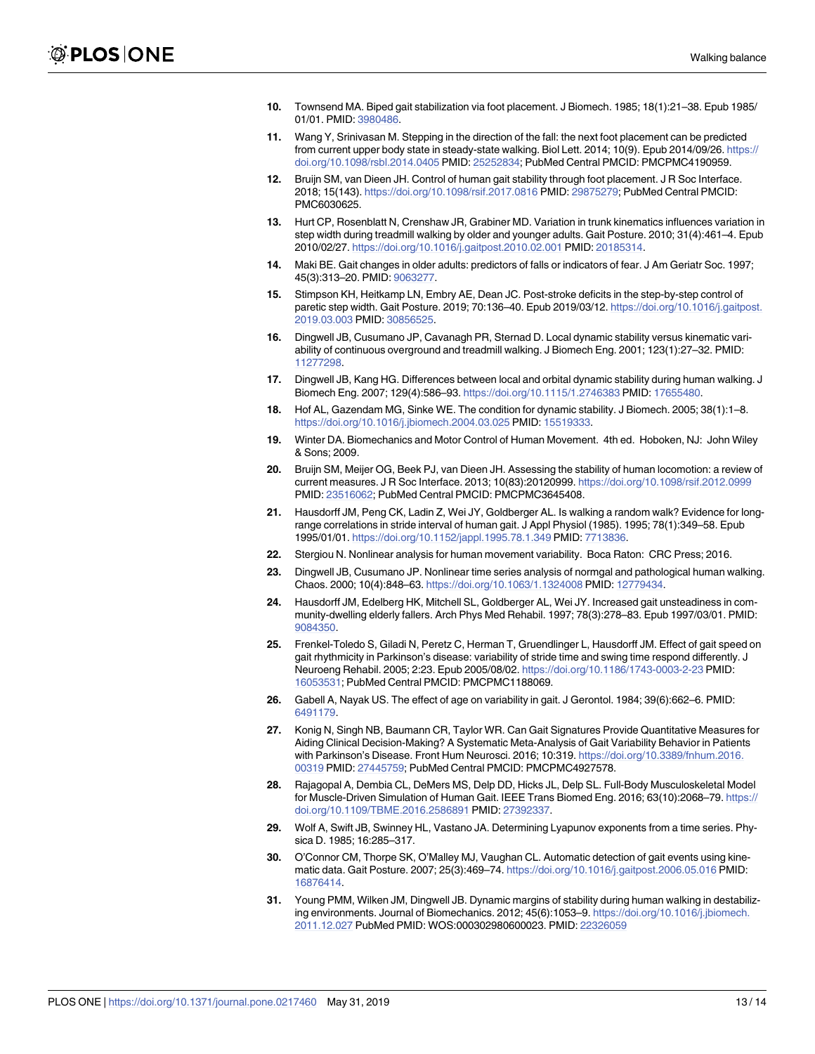10. Townsend MA. Biped gait stabilization via foot placement. J Biomech. 1985; 18(1):21–38. Epub 1985/01/01. PMID: 3980486.

11. Wang Y, Srinivasan M. Stepping in the direction of the fall: the next foot placement can be predicted from current upper body state in steady-state walking. Biol Lett. 2014; 10(9). Epub 2014/09/26. https://doi.org/10.1098/rsbl.2014.0405 PMID: 25252834; PubMed Central PMCID: PMCPMC4190959.

12. Bruijn SM, van Dieen JH. Control of human gait stability through foot placement. J R Soc Interface. 2018; 15(143). https://doi.org/10.1098/rsif.2017.0816 PMID: 29875279; PubMed Central PMCID: PMC6030625.

13. Hurt CP, Rosenblatt N, Crenshaw JR, Grabiner MD. Variation in trunk kinematics influences variation in step width during treadmill walking by older and younger adults. Gait Posture. 2010; 31(4):461–4. Epub 2010/02/27. https://doi.org/10.1016/j.gaitpost.2010.02.001 PMID: 20185314.

14. Maki BE. Gait changes in older adults: predictors of falls or indicators of fear. J Am Geriatr Soc. 1997; 45(3):313–20. PMID: 9063277.

15. Stimpson KH, Heitkamp LN, Embry AE, Dean JC. Post-stroke deficits in the step-by-step control of paretic step width. Gait Posture. 2019; 70:136–40. Epub 2019/03/12. https://doi.org/10.1016/j.gaitpost.2019.03.003 PMID: 30856525.

16. Dingwell JB, Cusumano JP, Cavanagh PR, Sternad D. Local dynamic stability versus kinematic variability of continuous overground and treadmill walking. J Biomech Eng. 2001; 123(1):27–32. PMID: 11277298.

17. Dingwell JB, Kang HG. Differences between local and orbital dynamic stability during human walking. J Biomech Eng. 2007; 129(4):586–93. https://doi.org/10.1115/1.2746383 PMID: 17655480.

18. Hof AL, Gazendam MG, Sinke WE. The condition for dynamic stability. J Biomech. 2005; 38(1):1–8. https://doi.org/10.1016/j.jbiomech.2004.03.025 PMID: 15519333.

19. Winter DA. Biomechanics and Motor Control of Human Movement. 4th ed. Hoboken, NJ: John Wiley & Sons; 2009.

20. Bruijn SM, Meijer OG, Beek PJ, van Dieen JH. Assessing the stability of human locomotion: a review of current measures. J R Soc Interface. 2013; 10(83):20120999. https://doi.org/10.1098/rsif.2012.0999 PMID: 23516062; PubMed Central PMCID: PMCPMC3645408.

21. Hausdorff JM, Peng CK, Ladin Z, Wei JY, Goldberger AL. Is walking a random walk? Evidence for long-range correlations in stride interval of human gait. J Appl Physiol (1985). 1995; 78(1):349–58. Epub 1995/01/01. https://doi.org/10.1152/jappl.1995.78.1.349 PMID: 7713836.

22. Stergiou N. Nonlinear analysis for human movement variability. Boca Raton: CRC Press; 2016.

23. Dingwell JB, Cusumano JP. Nonlinear time series analysis of normgal and pathological human walking. Chaos. 2000; 10(4):848–63. https://doi.org/10.1063/1.1324008 PMID: 12779434.

24. Hausdorff JM, Edelberg HK, Mitchell SL, Goldberger AL, Wei JY. Increased gait unsteadiness in community-dwelling elderly fallers. Arch Phys Med Rehabil. 1997; 78(3):278–83. Epub 1997/03/01. PMID: 9084350.

25. Frenkel-Toledo S, Giladi N, Peretz C, Herman T, Gruendlinger L, Hausdorff JM. Effect of gait speed on gait rhythmicity in Parkinson's disease: variability of stride time and swing time respond differently. J Neuroeng Rehabil. 2005; 2:23. Epub 2005/08/02. https://doi.org/10.1186/1743-0003-2-23 PMID: 16053531; PubMed Central PMCID: PMCPMC1188069.

26. Gabell A, Nayak US. The effect of age on variability in gait. J Gerontol. 1984; 39(6):662–6. PMID: 6491179.

27. Konig N, Singh NB, Baumann CR, Taylor WR. Can Gait Signatures Provide Quantitative Measures for Aiding Clinical Decision-Making? A Systematic Meta-Analysis of Gait Variability Behavior in Patients with Parkinson's Disease. Front Hum Neurosci. 2016; 10:319. https://doi.org/10.3389/fnhum.2016.00319 PMID: 27445759; PubMed Central PMCID: PMCPMC4927578.

28. Rajagopal A, Dembia CL, DeMers MS, Delp DD, Hicks JL, Delp SL. Full-Body Musculoskeletal Model for Muscle-Driven Simulation of Human Gait. IEEE Trans Biomed Eng. 2016; 63(10):2068–79. https://doi.org/10.1109/TBME.2016.2586891 PMID: 27392337.

29. Wolf A, Swift JB, Swinney HL, Vastano JA. Determining Lyapunov exponents from a time series. Physica D. 1985; 16:285–317.

30. O'Connor CM, Thorpe SK, O'Malley MJ, Vaughan CL. Automatic detection of gait events using kinematic data. Gait Posture. 2007; 25(3):469–74. https://doi.org/10.1016/j.gaitpost.2006.05.016 PMID: 16876414.

31. Young PMM, Wilken JM, Dingwell JB. Dynamic margins of stability during human walking in destabilizing environments. Journal of Biomechanics. 2012; 45(6):1053–9. https://doi.org/10.1016/j.jbiomech.2011.12.027 PubMed PMID: WOS:000302980600023. PMID: 22326059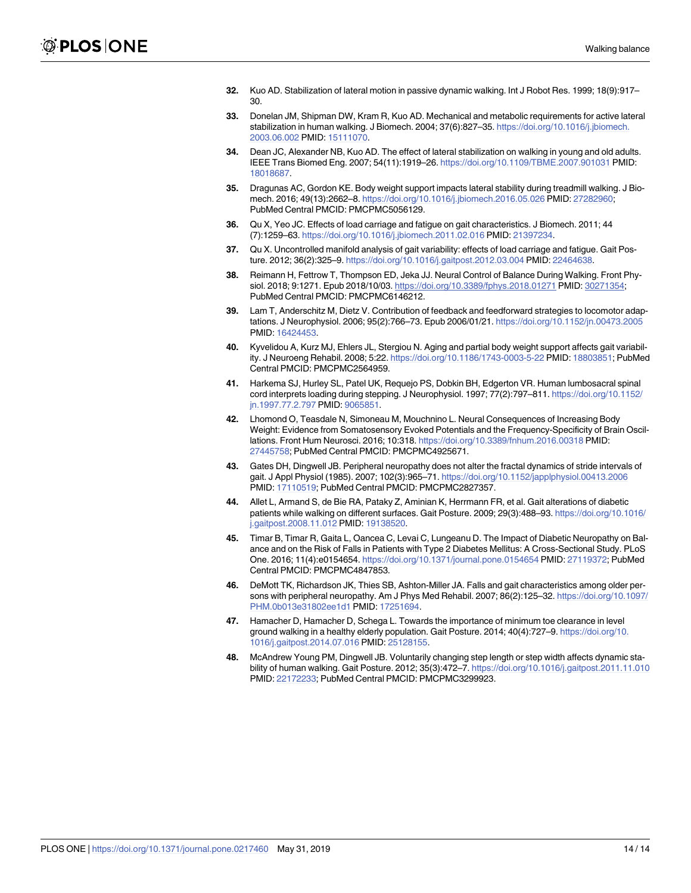32. Kuo AD. Stabilization of lateral motion in passive dynamic walking. Int J Robot Res. 1999; 18(9):917–30.

33. Donelan JM, Shipman DW, Kram R, Kuo AD. Mechanical and metabolic requirements for active lateral stabilization in human walking. J Biomech. 2004; 37(6):827–35. https://doi.org/10.1016/j.jbiomech.2003.06.002 PMID: 15111070.

34. Dean JC, Alexander NB, Kuo AD. The effect of lateral stabilization on walking in young and old adults. IEEE Trans Biomed Eng. 2007; 54(11):1919–26. https://doi.org/10.1109/TBME.2007.901031 PMID: 18018687.

35. Dragunas AC, Gordon KE. Body weight support impacts lateral stability during treadmill walking. J Biomech. 2016; 49(13):2662–8. https://doi.org/10.1016/j.jbiomech.2016.05.026 PMID: 27282960; PubMed Central PMCID: PMCPMC5056129.

36. Qu X, Yeo JC. Effects of load carriage and fatigue on gait characteristics. J Biomech. 2011; 44(7):1259–63. https://doi.org/10.1016/j.jbiomech.2011.02.016 PMID: 21397234.

37. Qu X. Uncontrolled manifold analysis of gait variability: effects of load carriage and fatigue. Gait Posture. 2012; 36(2):325–9. https://doi.org/10.1016/j.gaitpost.2012.03.004 PMID: 22464638.

38. Reimann H, Fettrow T, Thompson ED, Jeka JJ. Neural Control of Balance During Walking. Front Physiol. 2018; 9:1271. Epub 2018/10/03. https://doi.org/10.3389/fphys.2018.01271 PMID: 30271354; PubMed Central PMCID: PMCPMC6146212.

39. Lam T, Anderschitz M, Dietz V. Contribution of feedback and feedforward strategies to locomotor adaptations. J Neurophysiol. 2006; 95(2):766–73. Epub 2006/01/21. https://doi.org/10.1152/jn.00473.2005 PMID: 16424453.

40. Kyvelidou A, Kurz MJ, Ehlers JL, Stergiou N. Aging and partial body weight support affects gait variability. J Neuroeng Rehabil. 2008; 5:22. https://doi.org/10.1186/1743-0003-5-22 PMID: 18803851; PubMed Central PMCID: PMCPMC2564959.

41. Harkema SJ, Hurley SL, Patel UK, Requejo PS, Dobkin BH, Edgerton VR. Human lumbosacral spinal cord interprets loading during stepping. J Neurophysiol. 1997; 77(2):797–811. https://doi.org/10.1152/jn.1997.77.2.797 PMID: 9065851.

42. Lhomond O, Teasdale N, Simoneau M, Mouchnino L. Neural Consequences of Increasing Body Weight: Evidence from Somatosensory Evoked Potentials and the Frequency-Specificity of Brain Oscillations. Front Hum Neurosci. 2016; 10:318. https://doi.org/10.3389/fnhum.2016.00318 PMID: 27445758; PubMed Central PMCID: PMCPMC4925671.

43. Gates DH, Dingwell JB. Peripheral neuropathy does not alter the fractal dynamics of stride intervals of gait. J Appl Physiol (1985). 2007; 102(3):965–71. https://doi.org/10.1152/japplphysiol.00413.2006 PMID: 17110519; PubMed Central PMCID: PMCPMC2827357.

44. Allet L, Armand S, de Bie RA, Pataky Z, Aminian K, Herrmann FR, et al. Gait alterations of diabetic patients while walking on different surfaces. Gait Posture. 2009; 29(3):488–93. https://doi.org/10.1016/j.gaitpost.2008.11.012 PMID: 19138520.

45. Timar B, Timar R, Gaita L, Oancea C, Levai C, Lungeanu D. The Impact of Diabetic Neuropathy on Balance and on the Risk of Falls in Patients with Type 2 Diabetes Mellitus: A Cross-Sectional Study. PLoS One. 2016; 11(4):e0154654. https://doi.org/10.1371/journal.pone.0154654 PMID: 27119372; PubMed Central PMCID: PMCPMC4847853.

46. DeMott TK, Richardson JK, Thies SB, Ashton-Miller JA. Falls and gait characteristics among older persons with peripheral neuropathy. Am J Phys Med Rehabil. 2007; 86(2):125–32. https://doi.org/10.1097/PHM.0b013e31802ee1d1 PMID: 17251694.

47. Hamacher D, Hamacher D, Schega L. Towards the importance of minimum toe clearance in level ground walking in a healthy elderly population. Gait Posture. 2014; 40(4):727–9. https://doi.org/10.1016/j.gaitpost.2014.07.016 PMID: 25128155.

48. McAndrew Young PM, Dingwell JB. Voluntarily changing step length or step width affects dynamic stability of human walking. Gait Posture. 2012; 35(3):472–7. https://doi.org/10.1016/j.gaitpost.2011.11.010 PMID: 22172233; PubMed Central PMCID: PMCPMC3299923.